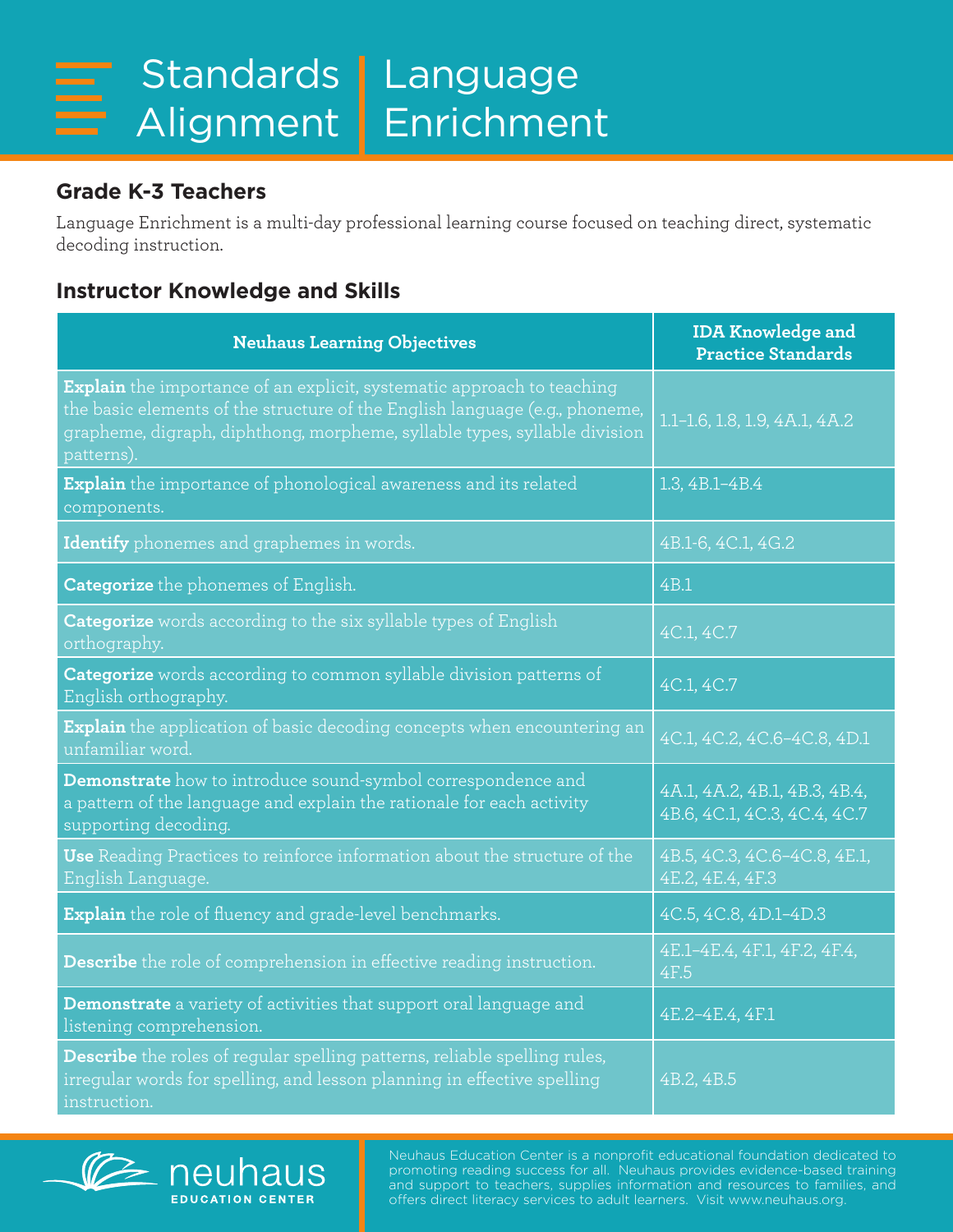# Standards Alignment | Language Enrichment

## Grade K-3 Teachers

Language Enrichment is a multi-day professional learning course focused on teaching direct, systematic decoding instruction.

## Instructor Knowledge and Skills

| Neuhaus Learning Objectives | IDA Knowledge and Practice Standards |
|---|---|
| **Explain** the importance of an explicit, systematic approach to teaching the basic elements of the structure of the English language (e.g., phoneme, grapheme, digraph, diphthong, morpheme, syllable types, syllable division patterns). | 1.1–1.6, 1.8, 1.9, 4A.1, 4A.2 |
| **Explain** the importance of phonological awareness and its related components. | 1.3, 4B.1–4B.4 |
| **Identify** phonemes and graphemes in words. | 4B.1-6, 4C.1, 4G.2 |
| **Categorize** the phonemes of English. | 4B.1 |
| **Categorize** words according to the six syllable types of English orthography. | 4C.1, 4C.7 |
| **Categorize** words according to common syllable division patterns of English orthography. | 4C.1, 4C.7 |
| **Explain** the application of basic decoding concepts when encountering an unfamiliar word. | 4C.1, 4C.2, 4C.6–4C.8, 4D.1 |
| **Demonstrate** how to introduce sound-symbol correspondence and a pattern of the language and explain the rationale for each activity supporting decoding. | 4A.1, 4A.2, 4B.1, 4B.3, 4B.4, 4B.6, 4C.1, 4C.3, 4C.4, 4C.7 |
| **Use** Reading Practices to reinforce information about the structure of the English Language. | 4B.5, 4C.3, 4C.6–4C.8, 4E.1, 4E.2, 4E.4, 4F.3 |
| **Explain** the role of fluency and grade-level benchmarks. | 4C.5, 4C.8, 4D.1–4D.3 |
| **Describe** the role of comprehension in effective reading instruction. | 4E.1–4E.4, 4F.1, 4F.2, 4F.4, 4F.5 |
| **Demonstrate** a variety of activities that support oral language and listening comprehension. | 4E.2–4E.4, 4F.1 |
| **Describe** the roles of regular spelling patterns, reliable spelling rules, irregular words for spelling, and lesson planning in effective spelling instruction. | 4B.2, 4B.5 |

neuhaus EDUCATION CENTER

Neuhaus Education Center is a nonprofit educational foundation dedicated to promoting reading success for all. Neuhaus provides evidence-based training and support to teachers, supplies information and resources to families, and offers direct literacy services to adult learners. Visit www.neuhaus.org.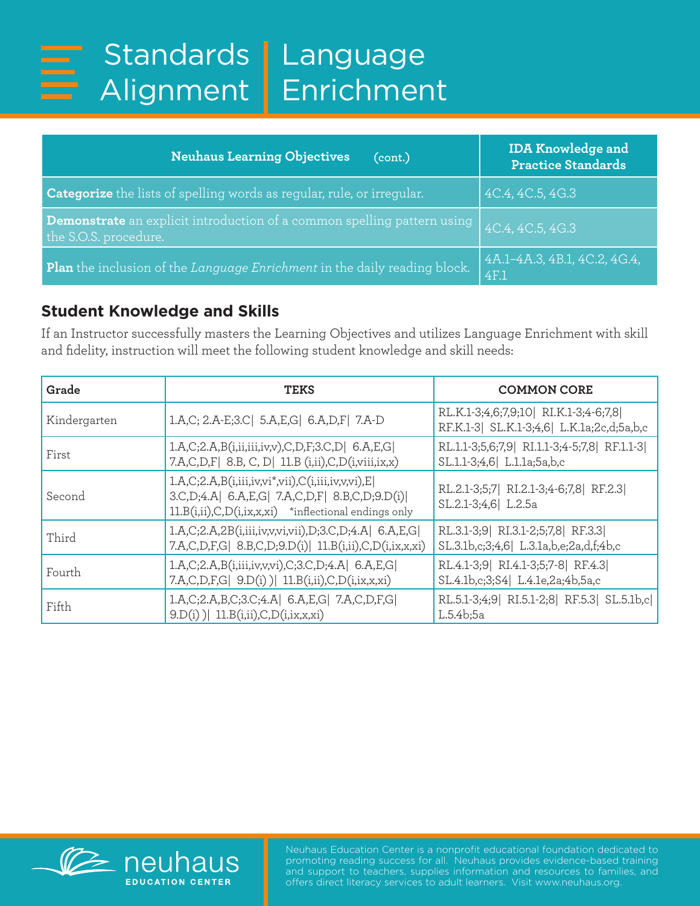# Standards Alignment | Language Enrichment

| Neuhaus Learning Objectives (cont.) | IDA Knowledge and Practice Standards |
|---|---|
| **Categorize** the lists of spelling words as regular, rule, or irregular. | 4C.4, 4C.5, 4G.3 |
| **Demonstrate** an explicit introduction of a common spelling pattern using the S.O.S. procedure. | 4C.4, 4C.5, 4G.3 |
| **Plan** the inclusion of the *Language Enrichment* in the daily reading block. | 4A.1–4A.3, 4B.1, 4C.2, 4G.4, 4F.1 |

## Student Knowledge and Skills

If an Instructor successfully masters the Learning Objectives and utilizes Language Enrichment with skill and fidelity, instruction will meet the following student knowledge and skill needs:

| Grade | TEKS | COMMON CORE |
|---|---|---|
| Kindergarten | 1.A,C; 2.A-E;3.C\| 5.A,E,G\| 6.A,D,F\| 7.A-D | RL.K.1-3;4,6;7,9;10\| RI.K.1-3;4-6;7,8\| RF.K.1-3\| SL.K.1-3;4,6\| L.K.1a;2c,d;5a,b,c |
| First | 1.A,C;2.A,B(i,ii,iii,iv,v),C,D,F;3.C,D\| 6.A,E,G\| 7.A,C,D,F\| 8.B, C, D\| 11.B (i,ii),C,D(i,viii,ix,x) | RL.1.1-3;5,6;7,9\| RI.1.1-3;4-5;7,8\| RF.1.1-3\| SL.1.1-3;4,6\| L.1.1a;5a,b,c |
| Second | 1.A,C;2.A,B(i,iii,iv,vi*,vii),C(i,iii,iv,v,vi),E\| 3.C,D;4.A\| 6.A,E,G\| 7.A,C,D,F\| 8.B,C,D;9.D(i)\| 11.B(i,ii),C,D(i,ix,x,xi) *inflectional endings only | RL.2.1-3;5;7\| RI.2.1-3;4-6;7,8\| RF.2.3\| SL.2.1-3;4,6\| L.2.5a |
| Third | 1.A,C;2.A,2B(i,iii,iv,v,vi,vii),D;3.C,D;4.A\| 6.A,E,G\| 7.A,C,D,F,G\| 8.B,C,D;9.D(i)\| 11.B(i,ii),C,D(i,ix,x,xi) | RL.3.1-3;9\| RI.3.1-2;5;7,8\| RF.3.3\| SL.3.1b,c;3;4,6\| L.3.1a,b,e;2a,d,f;4b,c |
| Fourth | 1.A,C;2.A,B(i,iii,iv,v,vi),C;3.C,D;4.A\| 6.A,E,G\| 7.A,C,D,F,G\| 9.D(i) )\| 11.B(i,ii),C,D(i,ix,x,xi) | RL.4.1-3;9\| RI.4.1-3;5;7-8\| RF.4.3\| SL.4.1b,c;3;S4\| L.4.1e,2a;4b,5a,c |
| Fifth | 1.A,C;2.A,B,C;3.C;4.A\| 6.A,E,G\| 7.A,C,D,F,G\| 9.D(i) )\| 11.B(i,ii),C,D(i,ix,x,xi) | RL.5.1-3;4;9\| RI.5.1-2;8\| RF.5.3\| SL.5.1b,c\| L.5.4b;5a |

neuhaus EDUCATION CENTER

Neuhaus Education Center is a nonprofit educational foundation dedicated to promoting reading success for all. Neuhaus provides evidence-based training and support to teachers, supplies information and resources to families, and offers direct literacy services to adult learners. Visit www.neuhaus.org.